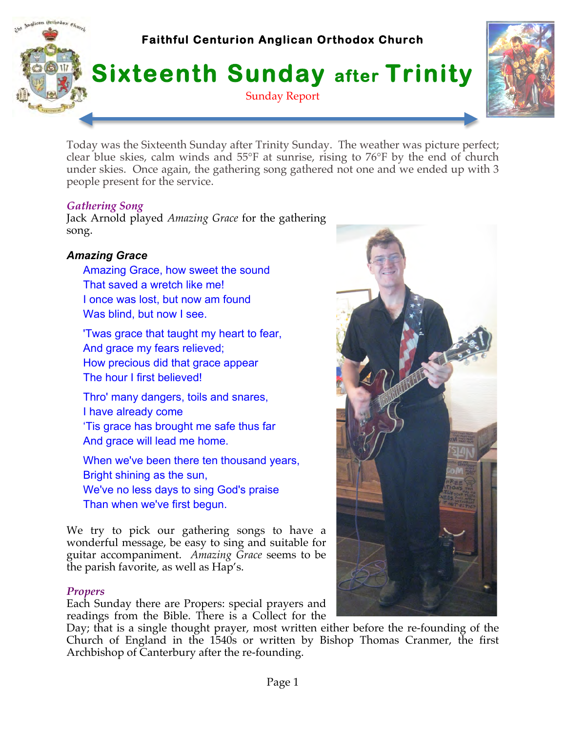Faithful Centurion Anglican Orthodox Church

# Sixteenth Sunday after Trinity

Sunday Report

Today was the Sixteenth Sunday after Trinity Sunday. The weather was picture perfect; clear blue skies, calm winds and 55°F at sunrise, rising to 76°F by the end of church under skies. Once again, the gathering song gathered not one and we ended up with 3 people present for the service.

### *Gathering Song*

Jack Arnold played *Amazing Grace* for the gathering song.

#### ***Amazing Grace***

Amazing Grace, how sweet the sound
That saved a wretch like me!
I once was lost, but now am found
Was blind, but now I see.

'Twas grace that taught my heart to fear,
And grace my fears relieved;
How precious did that grace appear
The hour I first believed!

Thro' many dangers, toils and snares,
I have already come
'Tis grace has brought me safe thus far
And grace will lead me home.

When we've been there ten thousand years,
Bright shining as the sun,
We've no less days to sing God's praise
Than when we've first begun.

We try to pick our gathering songs to have a wonderful message, be easy to sing and suitable for guitar accompaniment. *Amazing Grace* seems to be the parish favorite, as well as Hap's.

### *Propers*

Each Sunday there are Propers: special prayers and readings from the Bible. There is a Collect for the Day; that is a single thought prayer, most written either before the re-founding of the Church of England in the 1540s or written by Bishop Thomas Cranmer, the first Archbishop of Canterbury after the re-founding.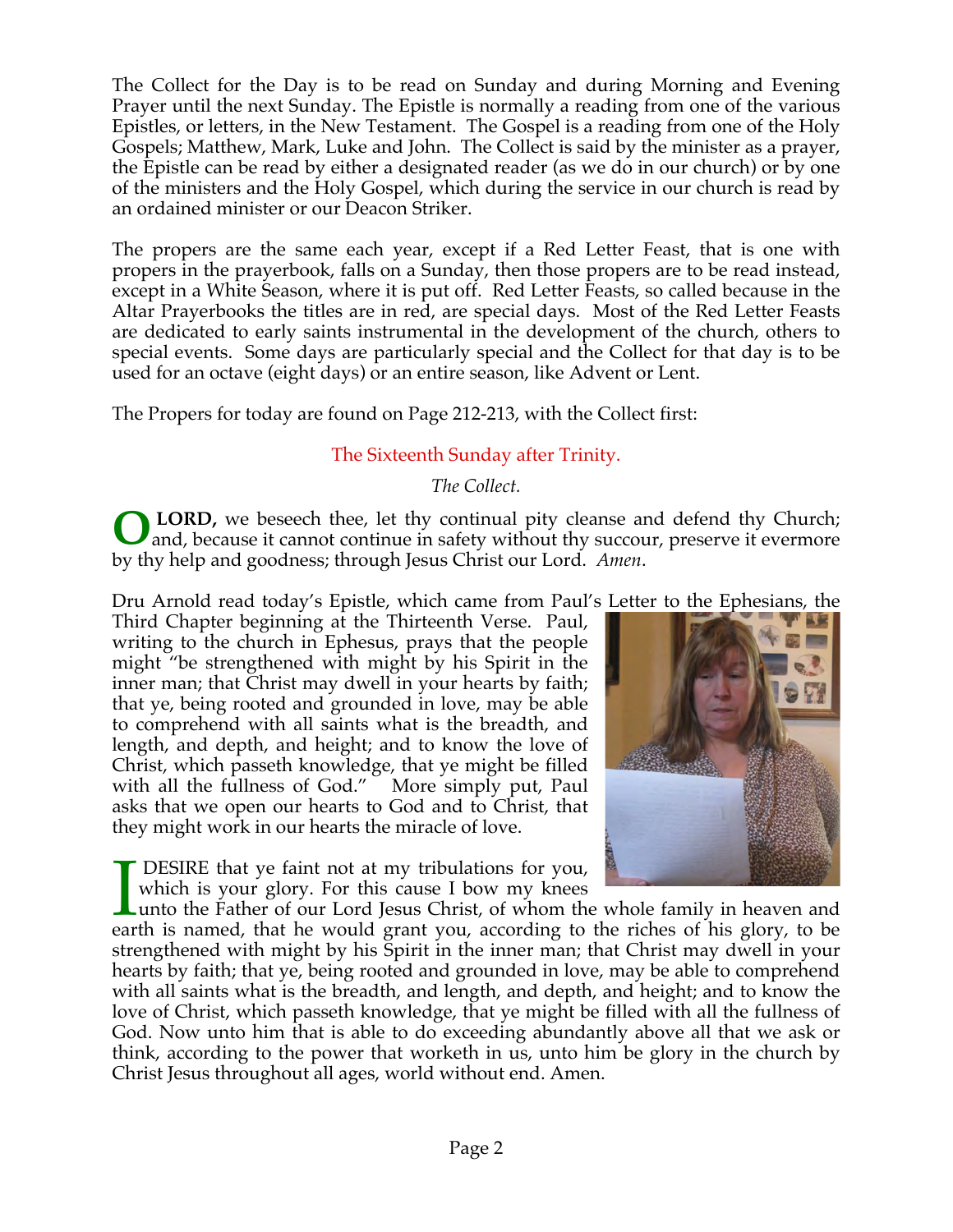The Collect for the Day is to be read on Sunday and during Morning and Evening Prayer until the next Sunday. The Epistle is normally a reading from one of the various Epistles, or letters, in the New Testament. The Gospel is a reading from one of the Holy Gospels; Matthew, Mark, Luke and John. The Collect is said by the minister as a prayer, the Epistle can be read by either a designated reader (as we do in our church) or by one of the ministers and the Holy Gospel, which during the service in our church is read by an ordained minister or our Deacon Striker.

The propers are the same each year, except if a Red Letter Feast, that is one with propers in the prayerbook, falls on a Sunday, then those propers are to be read instead, except in a White Season, where it is put off. Red Letter Feasts, so called because in the Altar Prayerbooks the titles are in red, are special days. Most of the Red Letter Feasts are dedicated to early saints instrumental in the development of the church, others to special events. Some days are particularly special and the Collect for that day is to be used for an octave (eight days) or an entire season, like Advent or Lent.

The Propers for today are found on Page 212-213, with the Collect first:

## The Sixteenth Sunday after Trinity.

*The Collect.*

**O LORD,** we beseech thee, let thy continual pity cleanse and defend thy Church; and, because it cannot continue in safety without thy succour, preserve it evermore by thy help and goodness; through Jesus Christ our Lord. *Amen*.

Dru Arnold read today's Epistle, which came from Paul's Letter to the Ephesians, the Third Chapter beginning at the Thirteenth Verse. Paul, writing to the church in Ephesus, prays that the people might "be strengthened with might by his Spirit in the inner man; that Christ may dwell in your hearts by faith; that ye, being rooted and grounded in love, may be able to comprehend with all saints what is the breadth, and length, and depth, and height; and to know the love of Christ, which passeth knowledge, that ye might be filled with all the fullness of God." More simply put, Paul asks that we open our hearts to God and to Christ, that they might work in our hearts the miracle of love.

I DESIRE that ye faint not at my tribulations for you, which is your glory. For this cause I bow my knees unto the Father of our Lord Jesus Christ, of whom the whole family in heaven and earth is named, that he would grant you, according to the riches of his glory, to be strengthened with might by his Spirit in the inner man; that Christ may dwell in your hearts by faith; that ye, being rooted and grounded in love, may be able to comprehend with all saints what is the breadth, and length, and depth, and height; and to know the love of Christ, which passeth knowledge, that ye might be filled with all the fullness of God. Now unto him that is able to do exceeding abundantly above all that we ask or think, according to the power that worketh in us, unto him be glory in the church by Christ Jesus throughout all ages, world without end. Amen.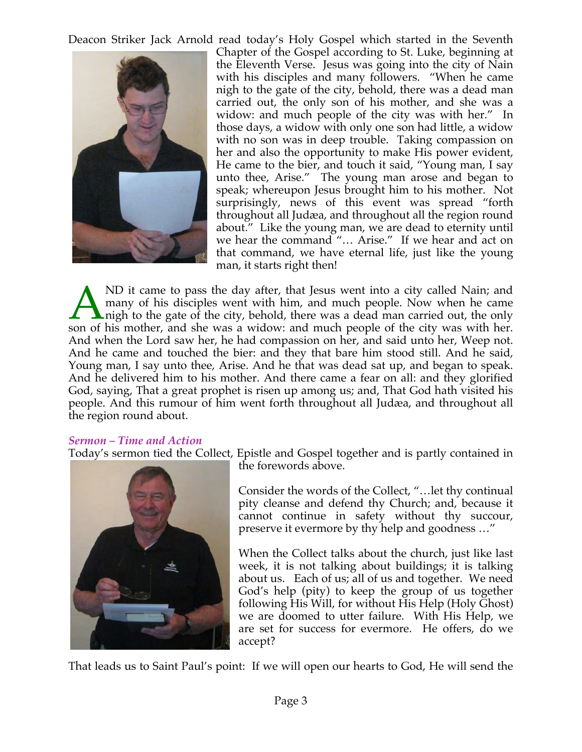Deacon Striker Jack Arnold read today's Holy Gospel which started in the Seventh Chapter of the Gospel according to St. Luke, beginning at the Eleventh Verse. Jesus was going into the city of Nain with his disciples and many followers. "When he came nigh to the gate of the city, behold, there was a dead man carried out, the only son of his mother, and she was a widow: and much people of the city was with her." In those days, a widow with only one son had little, a widow with no son was in deep trouble. Taking compassion on her and also the opportunity to make His power evident, He came to the bier, and touch it said, "Young man, I say unto thee, Arise." The young man arose and began to speak; whereupon Jesus brought him to his mother. Not surprisingly, news of this event was spread "forth throughout all Judæa, and throughout all the region round about." Like the young man, we are dead to eternity until we hear the command "… Arise." If we hear and act on that command, we have eternal life, just like the young man, it starts right then!

AND it came to pass the day after, that Jesus went into a city called Nain; and many of his disciples went with him, and much people. Now when he came nigh to the gate of the city, behold, there was a dead man carried out, the only son of his mother, and she was a widow: and much people of the city was with her. And when the Lord saw her, he had compassion on her, and said unto her, Weep not. And he came and touched the bier: and they that bare him stood still. And he said, Young man, I say unto thee, Arise. And he that was dead sat up, and began to speak. And he delivered him to his mother. And there came a fear on all: and they glorified God, saying, That a great prophet is risen up among us; and, That God hath visited his people. And this rumour of him went forth throughout all Judæa, and throughout all the region round about.

### *Sermon – Time and Action*

Today's sermon tied the Collect, Epistle and Gospel together and is partly contained in the forewords above.

Consider the words of the Collect, "…let thy continual pity cleanse and defend thy Church; and, because it cannot continue in safety without thy succour, preserve it evermore by thy help and goodness …"

When the Collect talks about the church, just like last week, it is not talking about buildings; it is talking about us. Each of us; all of us and together. We need God's help (pity) to keep the group of us together following His Will, for without His Help (Holy Ghost) we are doomed to utter failure. With His Help, we are set for success for evermore. He offers, do we accept?

That leads us to Saint Paul's point: If we will open our hearts to God, He will send the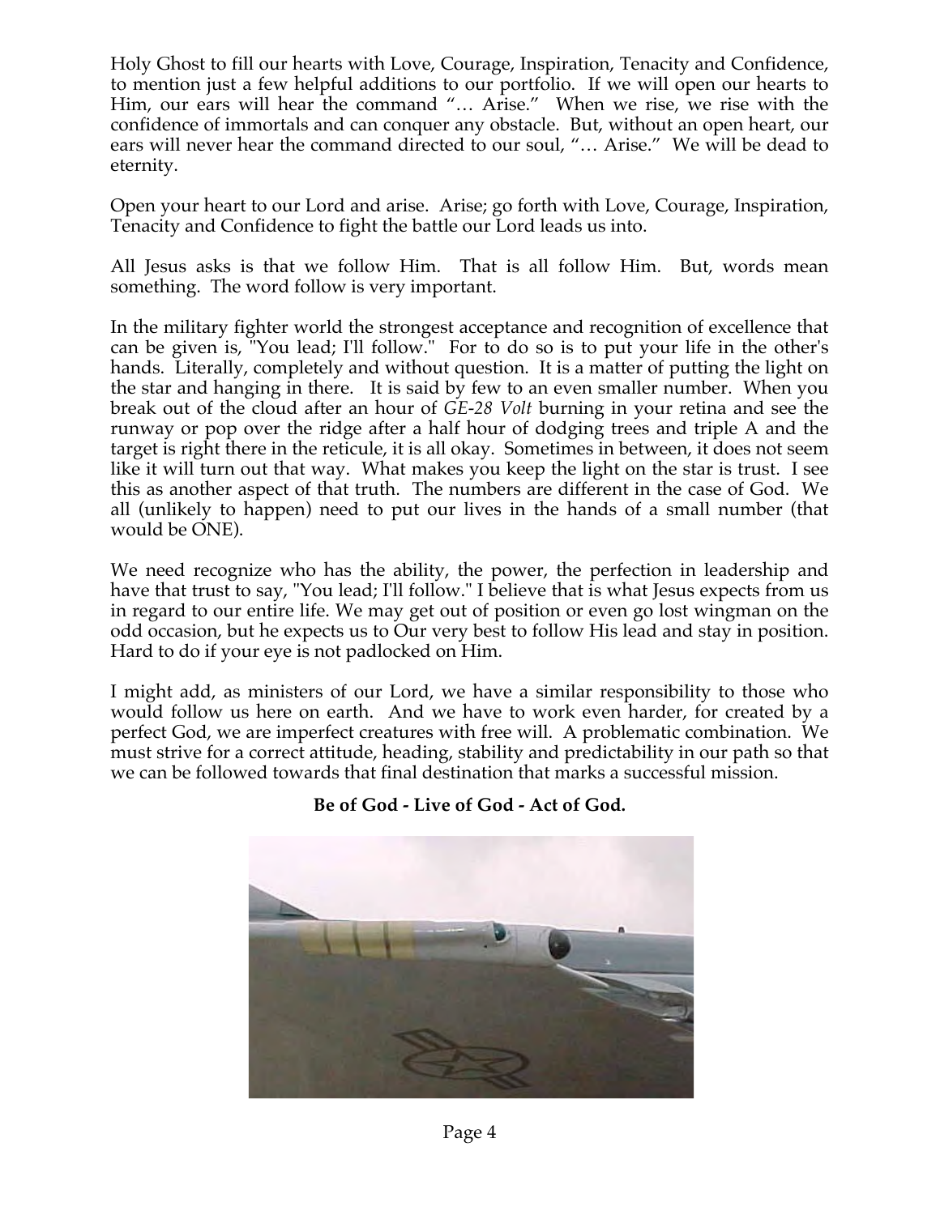Holy Ghost to fill our hearts with Love, Courage, Inspiration, Tenacity and Confidence, to mention just a few helpful additions to our portfolio. If we will open our hearts to Him, our ears will hear the command "… Arise." When we rise, we rise with the confidence of immortals and can conquer any obstacle. But, without an open heart, our ears will never hear the command directed to our soul, "… Arise." We will be dead to eternity.

Open your heart to our Lord and arise. Arise; go forth with Love, Courage, Inspiration, Tenacity and Confidence to fight the battle our Lord leads us into.

All Jesus asks is that we follow Him. That is all follow Him. But, words mean something. The word follow is very important.

In the military fighter world the strongest acceptance and recognition of excellence that can be given is, "You lead; I'll follow." For to do so is to put your life in the other's hands. Literally, completely and without question. It is a matter of putting the light on the star and hanging in there. It is said by few to an even smaller number. When you break out of the cloud after an hour of *GE-28 Volt* burning in your retina and see the runway or pop over the ridge after a half hour of dodging trees and triple A and the target is right there in the reticule, it is all okay. Sometimes in between, it does not seem like it will turn out that way. What makes you keep the light on the star is trust. I see this as another aspect of that truth. The numbers are different in the case of God. We all (unlikely to happen) need to put our lives in the hands of a small number (that would be ONE).

We need recognize who has the ability, the power, the perfection in leadership and have that trust to say, "You lead; I'll follow." I believe that is what Jesus expects from us in regard to our entire life. We may get out of position or even go lost wingman on the odd occasion, but he expects us to Our very best to follow His lead and stay in position. Hard to do if your eye is not padlocked on Him.

I might add, as ministers of our Lord, we have a similar responsibility to those who would follow us here on earth. And we have to work even harder, for created by a perfect God, we are imperfect creatures with free will. A problematic combination. We must strive for a correct attitude, heading, stability and predictability in our path so that we can be followed towards that final destination that marks a successful mission.

**Be of God - Live of God - Act of God.**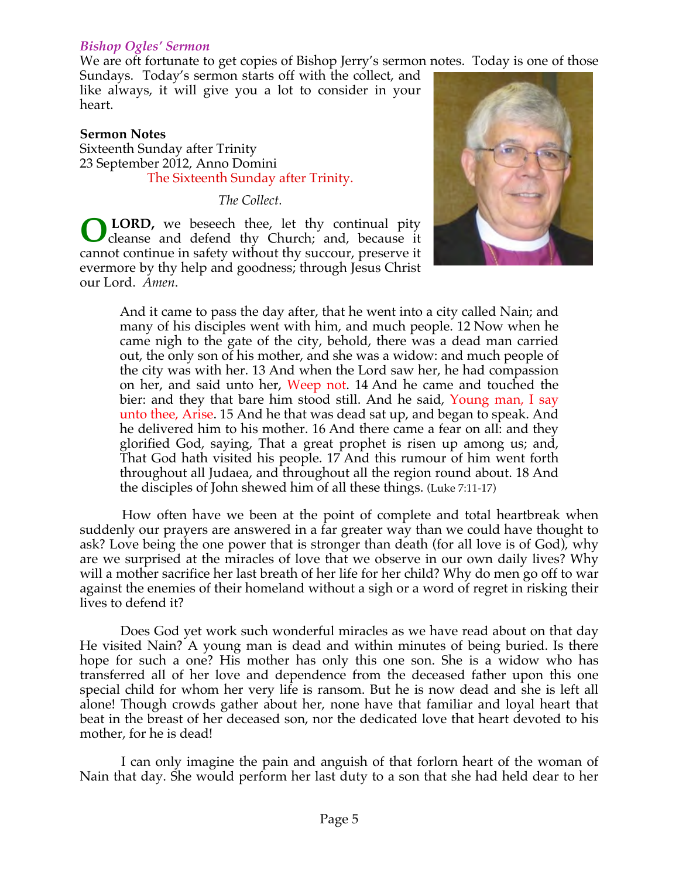## *Bishop Ogles' Sermon*

We are oft fortunate to get copies of Bishop Jerry's sermon notes. Today is one of those Sundays. Today's sermon starts off with the collect, and like always, it will give you a lot to consider in your heart.

**Sermon Notes**
Sixteenth Sunday after Trinity
23 September 2012, Anno Domini

The Sixteenth Sunday after Trinity.

*The Collect.*

O **LORD,** we beseech thee, let thy continual pity cleanse and defend thy Church; and, because it cannot continue in safety without thy succour, preserve it evermore by thy help and goodness; through Jesus Christ our Lord. *Amen*.

> And it came to pass the day after, that he went into a city called Nain; and many of his disciples went with him, and much people. 12 Now when he came nigh to the gate of the city, behold, there was a dead man carried out, the only son of his mother, and she was a widow: and much people of the city was with her. 13 And when the Lord saw her, he had compassion on her, and said unto her, Weep not. 14 And he came and touched the bier: and they that bare him stood still. And he said, Young man, I say unto thee, Arise. 15 And he that was dead sat up, and began to speak. And he delivered him to his mother. 16 And there came a fear on all: and they glorified God, saying, That a great prophet is risen up among us; and, That God hath visited his people. 17 And this rumour of him went forth throughout all Judaea, and throughout all the region round about. 18 And the disciples of John shewed him of all these things. (Luke 7:11-17)

How often have we been at the point of complete and total heartbreak when suddenly our prayers are answered in a far greater way than we could have thought to ask? Love being the one power that is stronger than death (for all love is of God), why are we surprised at the miracles of love that we observe in our own daily lives? Why will a mother sacrifice her last breath of her life for her child? Why do men go off to war against the enemies of their homeland without a sigh or a word of regret in risking their lives to defend it?

Does God yet work such wonderful miracles as we have read about on that day He visited Nain? A young man is dead and within minutes of being buried. Is there hope for such a one? His mother has only this one son. She is a widow who has transferred all of her love and dependence from the deceased father upon this one special child for whom her very life is ransom. But he is now dead and she is left all alone! Though crowds gather about her, none have that familiar and loyal heart that beat in the breast of her deceased son, nor the dedicated love that heart devoted to his mother, for he is dead!

I can only imagine the pain and anguish of that forlorn heart of the woman of Nain that day. She would perform her last duty to a son that she had held dear to her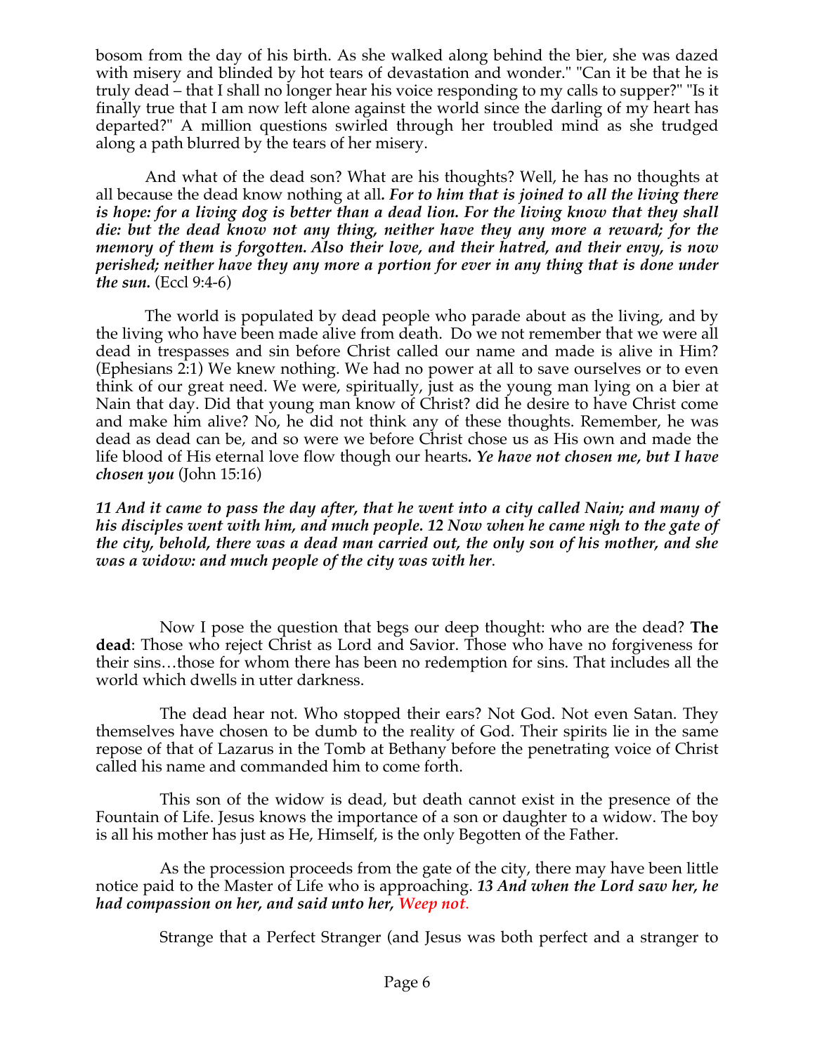bosom from the day of his birth. As she walked along behind the bier, she was dazed with misery and blinded by hot tears of devastation and wonder." "Can it be that he is truly dead – that I shall no longer hear his voice responding to my calls to supper?" "Is it finally true that I am now left alone against the world since the darling of my heart has departed?" A million questions swirled through her troubled mind as she trudged along a path blurred by the tears of her misery.

And what of the dead son? What are his thoughts? Well, he has no thoughts at all because the dead know nothing at all. ***For to him that is joined to all the living there is hope: for a living dog is better than a dead lion. For the living know that they shall die: but the dead know not any thing, neither have they any more a reward; for the memory of them is forgotten. Also their love, and their hatred, and their envy, is now perished; neither have they any more a portion for ever in any thing that is done under the sun.*** (Eccl 9:4-6)

The world is populated by dead people who parade about as the living, and by the living who have been made alive from death. Do we not remember that we were all dead in trespasses and sin before Christ called our name and made is alive in Him? (Ephesians 2:1) We knew nothing. We had no power at all to save ourselves or to even think of our great need. We were, spiritually, just as the young man lying on a bier at Nain that day. Did that young man know of Christ? did he desire to have Christ come and make him alive? No, he did not think any of these thoughts. Remember, he was dead as dead can be, and so were we before Christ chose us as His own and made the life blood of His eternal love flow though our hearts. ***Ye have not chosen me, but I have chosen you*** (John 15:16)

***11 And it came to pass the day after, that he went into a city called Nain; and many of his disciples went with him, and much people. 12 Now when he came nigh to the gate of the city, behold, there was a dead man carried out, the only son of his mother, and she was a widow: and much people of the city was with her.***

Now I pose the question that begs our deep thought: who are the dead? **The dead**: Those who reject Christ as Lord and Savior. Those who have no forgiveness for their sins…those for whom there has been no redemption for sins. That includes all the world which dwells in utter darkness.

The dead hear not. Who stopped their ears? Not God. Not even Satan. They themselves have chosen to be dumb to the reality of God. Their spirits lie in the same repose of that of Lazarus in the Tomb at Bethany before the penetrating voice of Christ called his name and commanded him to come forth.

This son of the widow is dead, but death cannot exist in the presence of the Fountain of Life. Jesus knows the importance of a son or daughter to a widow. The boy is all his mother has just as He, Himself, is the only Begotten of the Father.

As the procession proceeds from the gate of the city, there may have been little notice paid to the Master of Life who is approaching. ***13 And when the Lord saw her, he had compassion on her, and said unto her, Weep not.***

Strange that a Perfect Stranger (and Jesus was both perfect and a stranger to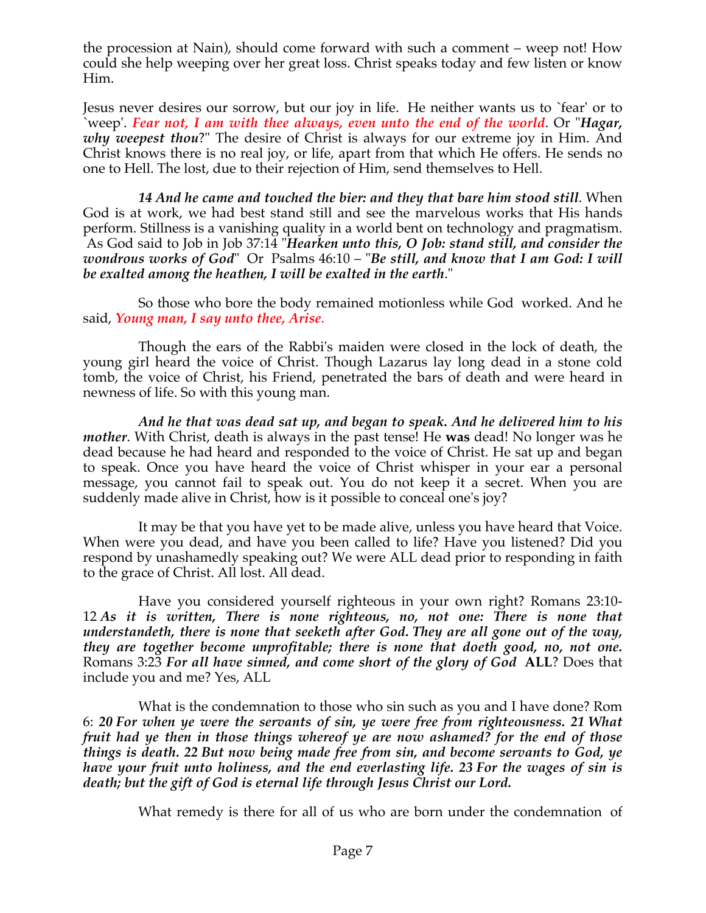the procession at Nain), should come forward with such a comment – weep not! How could she help weeping over her great loss. Christ speaks today and few listen or know Him.

Jesus never desires our sorrow, but our joy in life. He neither wants us to `fear' or to `weep'. ***Fear not, I am with thee always, even unto the end of the world***. Or "***Hagar, why weepest thou***?" The desire of Christ is always for our extreme joy in Him. And Christ knows there is no real joy, or life, apart from that which He offers. He sends no one to Hell. The lost, due to their rejection of Him, send themselves to Hell.

***14 And he came and touched the bier: and they that bare him stood still***. When God is at work, we had best stand still and see the marvelous works that His hands perform. Stillness is a vanishing quality in a world bent on technology and pragmatism. As God said to Job in Job 37:14 "***Hearken unto this, O Job: stand still, and consider the wondrous works of God***" Or Psalms 46:10 – "***Be still, and know that I am God: I will be exalted among the heathen, I will be exalted in the earth***."

So those who bore the body remained motionless while God worked. And he said, ***Young man, I say unto thee, Arise***.

Though the ears of the Rabbi's maiden were closed in the lock of death, the young girl heard the voice of Christ. Though Lazarus lay long dead in a stone cold tomb, the voice of Christ, his Friend, penetrated the bars of death and were heard in newness of life. So with this young man.

***And he that was dead sat up, and began to speak. And he delivered him to his mother***. With Christ, death is always in the past tense! He **was** dead! No longer was he dead because he had heard and responded to the voice of Christ. He sat up and began to speak. Once you have heard the voice of Christ whisper in your ear a personal message, you cannot fail to speak out. You do not keep it a secret. When you are suddenly made alive in Christ, how is it possible to conceal one's joy?

It may be that you have yet to be made alive, unless you have heard that Voice. When were you dead, and have you been called to life? Have you listened? Did you respond by unashamedly speaking out? We were ALL dead prior to responding in faith to the grace of Christ. All lost. All dead.

Have you considered yourself righteous in your own right? Romans 23:10-12 ***As it is written, There is none righteous, no, not one: There is none that understandeth, there is none that seeketh after God. They are all gone out of the way, they are together become unprofitable; there is none that doeth good, no, not one.*** Romans 3:23 ***For all have sinned, and come short of the glory of God*** **ALL**? Does that include you and me? Yes, ALL

What is the condemnation to those who sin such as you and I have done? Rom 6: ***20 For when ye were the servants of sin, ye were free from righteousness. 21 What fruit had ye then in those things whereof ye are now ashamed? for the end of those things is death. 22 But now being made free from sin, and become servants to God, ye have your fruit unto holiness, and the end everlasting life. 23 For the wages of sin is death; but the gift of God is eternal life through Jesus Christ our Lord.***

What remedy is there for all of us who are born under the condemnation of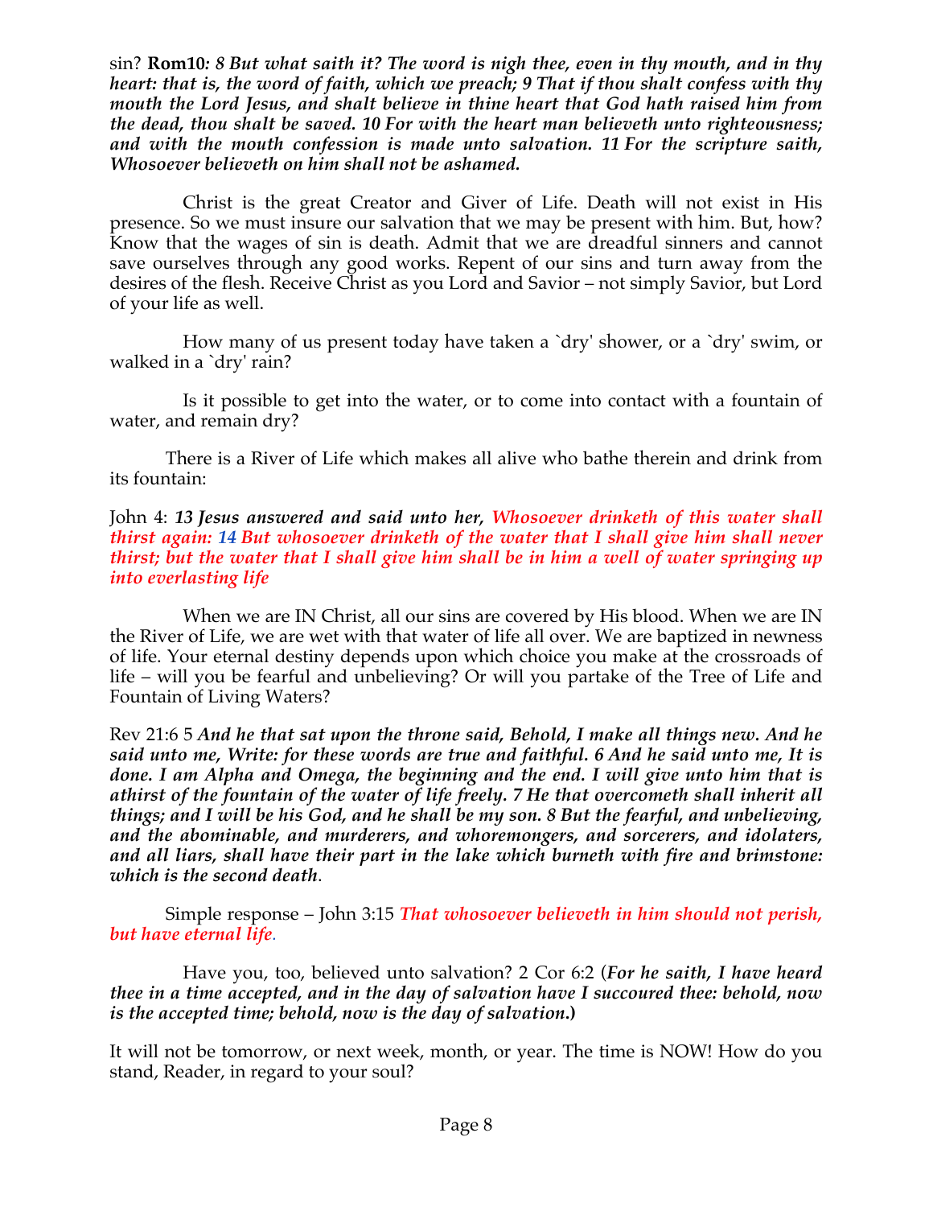sin? **Rom10***: 8 But what saith it? The word is nigh thee, even in thy mouth, and in thy heart: that is, the word of faith, which we preach; 9 That if thou shalt confess with thy mouth the Lord Jesus, and shalt believe in thine heart that God hath raised him from the dead, thou shalt be saved. 10 For with the heart man believeth unto righteousness; and with the mouth confession is made unto salvation. 11 For the scripture saith, Whosoever believeth on him shall not be ashamed.*

Christ is the great Creator and Giver of Life. Death will not exist in His presence. So we must insure our salvation that we may be present with him. But, how? Know that the wages of sin is death. Admit that we are dreadful sinners and cannot save ourselves through any good works. Repent of our sins and turn away from the desires of the flesh. Receive Christ as you Lord and Savior – not simply Savior, but Lord of your life as well.

How many of us present today have taken a `dry' shower, or a `dry' swim, or walked in a `dry' rain?

Is it possible to get into the water, or to come into contact with a fountain of water, and remain dry?

There is a River of Life which makes all alive who bathe therein and drink from its fountain:

John 4: ***13 Jesus answered and said unto her, Whosoever drinketh of this water shall thirst again: 14 But whosoever drinketh of the water that I shall give him shall never thirst; but the water that I shall give him shall be in him a well of water springing up into everlasting life***

When we are IN Christ, all our sins are covered by His blood. When we are IN the River of Life, we are wet with that water of life all over. We are baptized in newness of life. Your eternal destiny depends upon which choice you make at the crossroads of life – will you be fearful and unbelieving? Or will you partake of the Tree of Life and Fountain of Living Waters?

Rev 21:6 5 ***And he that sat upon the throne said, Behold, I make all things new. And he said unto me, Write: for these words are true and faithful. 6 And he said unto me, It is done. I am Alpha and Omega, the beginning and the end. I will give unto him that is athirst of the fountain of the water of life freely. 7 He that overcometh shall inherit all things; and I will be his God, and he shall be my son. 8 But the fearful, and unbelieving, and the abominable, and murderers, and whoremongers, and sorcerers, and idolaters, and all liars, shall have their part in the lake which burneth with fire and brimstone: which is the second death***.

Simple response – John 3:15 ***That whosoever believeth in him should not perish, but have eternal life***.

Have you, too, believed unto salvation? 2 Cor 6:2 (***For he saith, I have heard thee in a time accepted, and in the day of salvation have I succoured thee: behold, now is the accepted time; behold, now is the day of salvation.***)

It will not be tomorrow, or next week, month, or year. The time is NOW! How do you stand, Reader, in regard to your soul?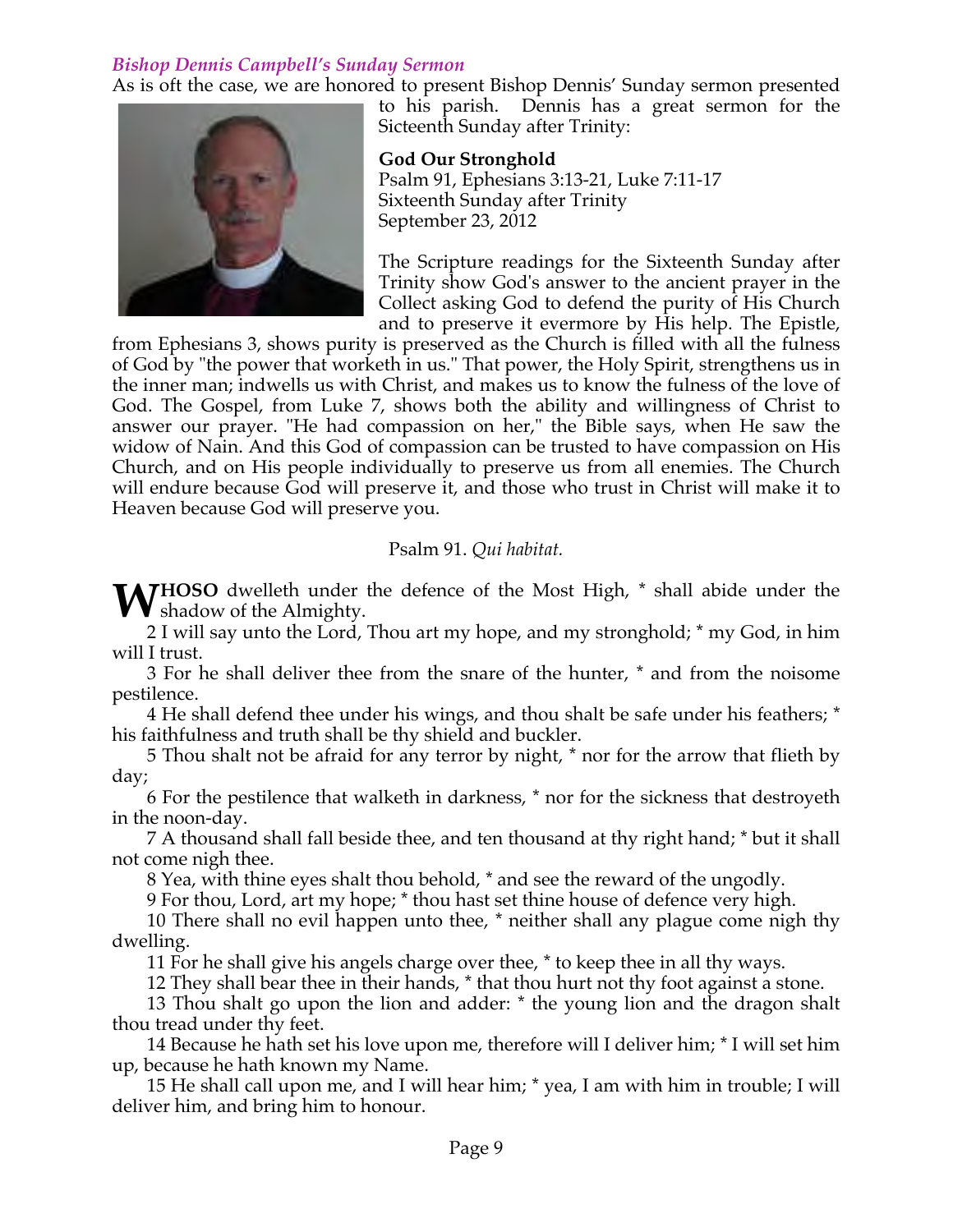*Bishop Dennis Campbell's Sunday Sermon*

As is oft the case, we are honored to present Bishop Dennis' Sunday sermon presented to his parish. Dennis has a great sermon for the Sicteenth Sunday after Trinity:

**God Our Stronghold**
Psalm 91, Ephesians 3:13-21, Luke 7:11-17
Sixteenth Sunday after Trinity
September 23, 2012

The Scripture readings for the Sixteenth Sunday after Trinity show God's answer to the ancient prayer in the Collect asking God to defend the purity of His Church and to preserve it evermore by His help. The Epistle, from Ephesians 3, shows purity is preserved as the Church is filled with all the fulness of God by "the power that worketh in us." That power, the Holy Spirit, strengthens us in the inner man; indwells us with Christ, and makes us to know the fulness of the love of God. The Gospel, from Luke 7, shows both the ability and willingness of Christ to answer our prayer. "He had compassion on her," the Bible says, when He saw the widow of Nain. And this God of compassion can be trusted to have compassion on His Church, and on His people individually to preserve us from all enemies. The Church will endure because God will preserve it, and those who trust in Christ will make it to Heaven because God will preserve you.

Psalm 91. *Qui habitat.*

**WHOSO** dwelleth under the defence of the Most High, * shall abide under the shadow of the Almighty.

2 I will say unto the Lord, Thou art my hope, and my stronghold; * my God, in him will I trust.

3 For he shall deliver thee from the snare of the hunter, * and from the noisome pestilence.

4 He shall defend thee under his wings, and thou shalt be safe under his feathers; * his faithfulness and truth shall be thy shield and buckler.

5 Thou shalt not be afraid for any terror by night, * nor for the arrow that flieth by day;

6 For the pestilence that walketh in darkness, * nor for the sickness that destroyeth in the noon-day.

7 A thousand shall fall beside thee, and ten thousand at thy right hand; * but it shall not come nigh thee.

8 Yea, with thine eyes shalt thou behold, * and see the reward of the ungodly.

9 For thou, Lord, art my hope; * thou hast set thine house of defence very high.

10 There shall no evil happen unto thee, * neither shall any plague come nigh thy dwelling.

11 For he shall give his angels charge over thee, * to keep thee in all thy ways.

12 They shall bear thee in their hands, * that thou hurt not thy foot against a stone.

13 Thou shalt go upon the lion and adder: * the young lion and the dragon shalt thou tread under thy feet.

14 Because he hath set his love upon me, therefore will I deliver him; * I will set him up, because he hath known my Name.

15 He shall call upon me, and I will hear him; * yea, I am with him in trouble; I will deliver him, and bring him to honour.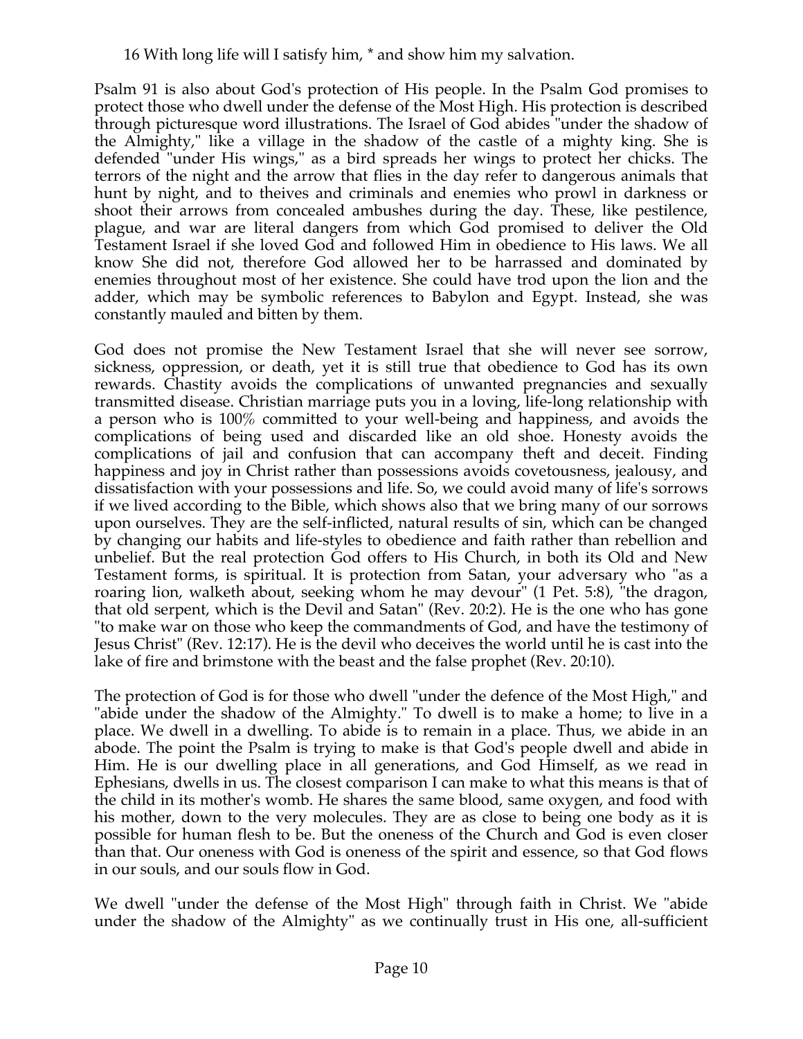16 With long life will I satisfy him, * and show him my salvation.

Psalm 91 is also about God's protection of His people. In the Psalm God promises to protect those who dwell under the defense of the Most High. His protection is described through picturesque word illustrations. The Israel of God abides "under the shadow of the Almighty," like a village in the shadow of the castle of a mighty king. She is defended "under His wings," as a bird spreads her wings to protect her chicks. The terrors of the night and the arrow that flies in the day refer to dangerous animals that hunt by night, and to theives and criminals and enemies who prowl in darkness or shoot their arrows from concealed ambushes during the day. These, like pestilence, plague, and war are literal dangers from which God promised to deliver the Old Testament Israel if she loved God and followed Him in obedience to His laws. We all know She did not, therefore God allowed her to be harrassed and dominated by enemies throughout most of her existence. She could have trod upon the lion and the adder, which may be symbolic references to Babylon and Egypt. Instead, she was constantly mauled and bitten by them.

God does not promise the New Testament Israel that she will never see sorrow, sickness, oppression, or death, yet it is still true that obedience to God has its own rewards. Chastity avoids the complications of unwanted pregnancies and sexually transmitted disease. Christian marriage puts you in a loving, life-long relationship with a person who is 100% committed to your well-being and happiness, and avoids the complications of being used and discarded like an old shoe. Honesty avoids the complications of jail and confusion that can accompany theft and deceit. Finding happiness and joy in Christ rather than possessions avoids covetousness, jealousy, and dissatisfaction with your possessions and life. So, we could avoid many of life's sorrows if we lived according to the Bible, which shows also that we bring many of our sorrows upon ourselves. They are the self-inflicted, natural results of sin, which can be changed by changing our habits and life-styles to obedience and faith rather than rebellion and unbelief. But the real protection God offers to His Church, in both its Old and New Testament forms, is spiritual. It is protection from Satan, your adversary who "as a roaring lion, walketh about, seeking whom he may devour" (1 Pet. 5:8), "the dragon, that old serpent, which is the Devil and Satan" (Rev. 20:2). He is the one who has gone "to make war on those who keep the commandments of God, and have the testimony of Jesus Christ" (Rev. 12:17). He is the devil who deceives the world until he is cast into the lake of fire and brimstone with the beast and the false prophet (Rev. 20:10).

The protection of God is for those who dwell "under the defence of the Most High," and "abide under the shadow of the Almighty." To dwell is to make a home; to live in a place. We dwell in a dwelling. To abide is to remain in a place. Thus, we abide in an abode. The point the Psalm is trying to make is that God's people dwell and abide in Him. He is our dwelling place in all generations, and God Himself, as we read in Ephesians, dwells in us. The closest comparison I can make to what this means is that of the child in its mother's womb. He shares the same blood, same oxygen, and food with his mother, down to the very molecules. They are as close to being one body as it is possible for human flesh to be. But the oneness of the Church and God is even closer than that. Our oneness with God is oneness of the spirit and essence, so that God flows in our souls, and our souls flow in God.

We dwell "under the defense of the Most High" through faith in Christ. We "abide under the shadow of the Almighty" as we continually trust in His one, all-sufficient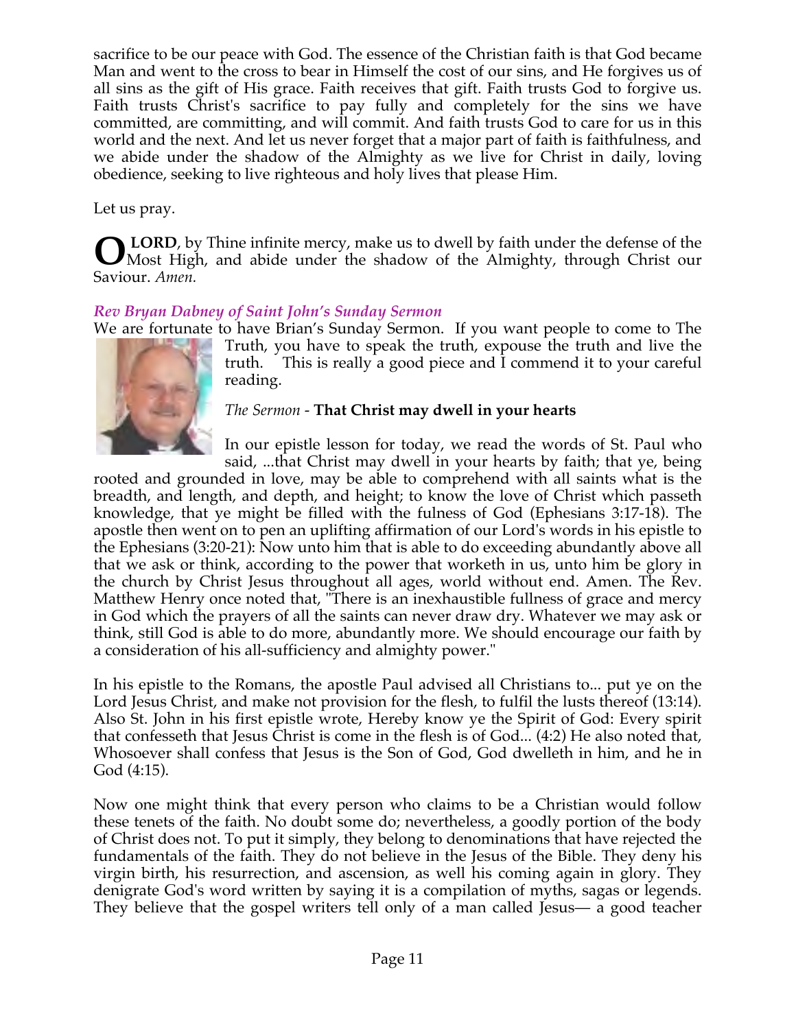sacrifice to be our peace with God. The essence of the Christian faith is that God became Man and went to the cross to bear in Himself the cost of our sins, and He forgives us of all sins as the gift of His grace. Faith receives that gift. Faith trusts God to forgive us. Faith trusts Christ's sacrifice to pay fully and completely for the sins we have committed, are committing, and will commit. And faith trusts God to care for us in this world and the next. And let us never forget that a major part of faith is faithfulness, and we abide under the shadow of the Almighty as we live for Christ in daily, loving obedience, seeking to live righteous and holy lives that please Him.

Let us pray.

**O LORD**, by Thine infinite mercy, make us to dwell by faith under the defense of the Most High, and abide under the shadow of the Almighty, through Christ our Saviour. *Amen.*

### *Rev Bryan Dabney of Saint John's Sunday Sermon*

We are fortunate to have Brian's Sunday Sermon. If you want people to come to The Truth, you have to speak the truth, expose the truth and live the truth. This is really a good piece and I commend it to your careful reading.

*The Sermon* - **That Christ may dwell in your hearts**

In our epistle lesson for today, we read the words of St. Paul who said, ...that Christ may dwell in your hearts by faith; that ye, being rooted and grounded in love, may be able to comprehend with all saints what is the breadth, and length, and depth, and height; to know the love of Christ which passeth knowledge, that ye might be filled with the fulness of God (Ephesians 3:17-18). The apostle then went on to pen an uplifting affirmation of our Lord's words in his epistle to the Ephesians (3:20-21): Now unto him that is able to do exceeding abundantly above all that we ask or think, according to the power that worketh in us, unto him be glory in the church by Christ Jesus throughout all ages, world without end. Amen. The Rev. Matthew Henry once noted that, "There is an inexhaustible fullness of grace and mercy in God which the prayers of all the saints can never draw dry. Whatever we may ask or think, still God is able to do more, abundantly more. We should encourage our faith by a consideration of his all-sufficiency and almighty power."

In his epistle to the Romans, the apostle Paul advised all Christians to... put ye on the Lord Jesus Christ, and make not provision for the flesh, to fulfil the lusts thereof (13:14). Also St. John in his first epistle wrote, Hereby know ye the Spirit of God: Every spirit that confesseth that Jesus Christ is come in the flesh is of God... (4:2) He also noted that, Whosoever shall confess that Jesus is the Son of God, God dwelleth in him, and he in God (4:15).

Now one might think that every person who claims to be a Christian would follow these tenets of the faith. No doubt some do; nevertheless, a goodly portion of the body of Christ does not. To put it simply, they belong to denominations that have rejected the fundamentals of the faith. They do not believe in the Jesus of the Bible. They deny his virgin birth, his resurrection, and ascension, as well his coming again in glory. They denigrate God's word written by saying it is a compilation of myths, sagas or legends. They believe that the gospel writers tell only of a man called Jesus— a good teacher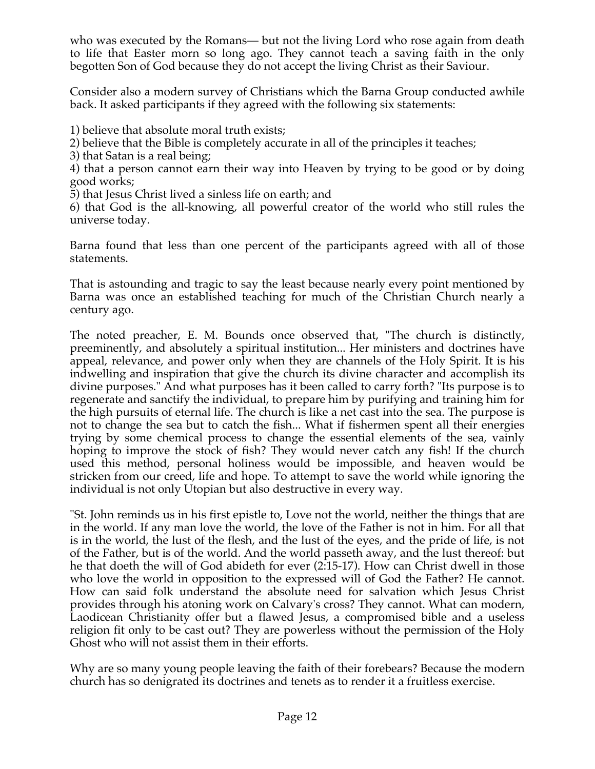who was executed by the Romans— but not the living Lord who rose again from death to life that Easter morn so long ago. They cannot teach a saving faith in the only begotten Son of God because they do not accept the living Christ as their Saviour.

Consider also a modern survey of Christians which the Barna Group conducted awhile back. It asked participants if they agreed with the following six statements:

1) believe that absolute moral truth exists;
2) believe that the Bible is completely accurate in all of the principles it teaches;
3) that Satan is a real being;
4) that a person cannot earn their way into Heaven by trying to be good or by doing good works;
5) that Jesus Christ lived a sinless life on earth; and
6) that God is the all-knowing, all powerful creator of the world who still rules the universe today.

Barna found that less than one percent of the participants agreed with all of those statements.

That is astounding and tragic to say the least because nearly every point mentioned by Barna was once an established teaching for much of the Christian Church nearly a century ago.

The noted preacher, E. M. Bounds once observed that, "The church is distinctly, preeminently, and absolutely a spiritual institution... Her ministers and doctrines have appeal, relevance, and power only when they are channels of the Holy Spirit. It is his indwelling and inspiration that give the church its divine character and accomplish its divine purposes." And what purposes has it been called to carry forth? "Its purpose is to regenerate and sanctify the individual, to prepare him by purifying and training him for the high pursuits of eternal life. The church is like a net cast into the sea. The purpose is not to change the sea but to catch the fish... What if fishermen spent all their energies trying by some chemical process to change the essential elements of the sea, vainly hoping to improve the stock of fish? They would never catch any fish! If the church used this method, personal holiness would be impossible, and heaven would be stricken from our creed, life and hope. To attempt to save the world while ignoring the individual is not only Utopian but also destructive in every way.

"St. John reminds us in his first epistle to, Love not the world, neither the things that are in the world. If any man love the world, the love of the Father is not in him. For all that is in the world, the lust of the flesh, and the lust of the eyes, and the pride of life, is not of the Father, but is of the world. And the world passeth away, and the lust thereof: but he that doeth the will of God abideth for ever (2:15-17). How can Christ dwell in those who love the world in opposition to the expressed will of God the Father? He cannot. How can said folk understand the absolute need for salvation which Jesus Christ provides through his atoning work on Calvary's cross? They cannot. What can modern, Laodicean Christianity offer but a flawed Jesus, a compromised bible and a useless religion fit only to be cast out? They are powerless without the permission of the Holy Ghost who will not assist them in their efforts.

Why are so many young people leaving the faith of their forebears? Because the modern church has so denigrated its doctrines and tenets as to render it a fruitless exercise.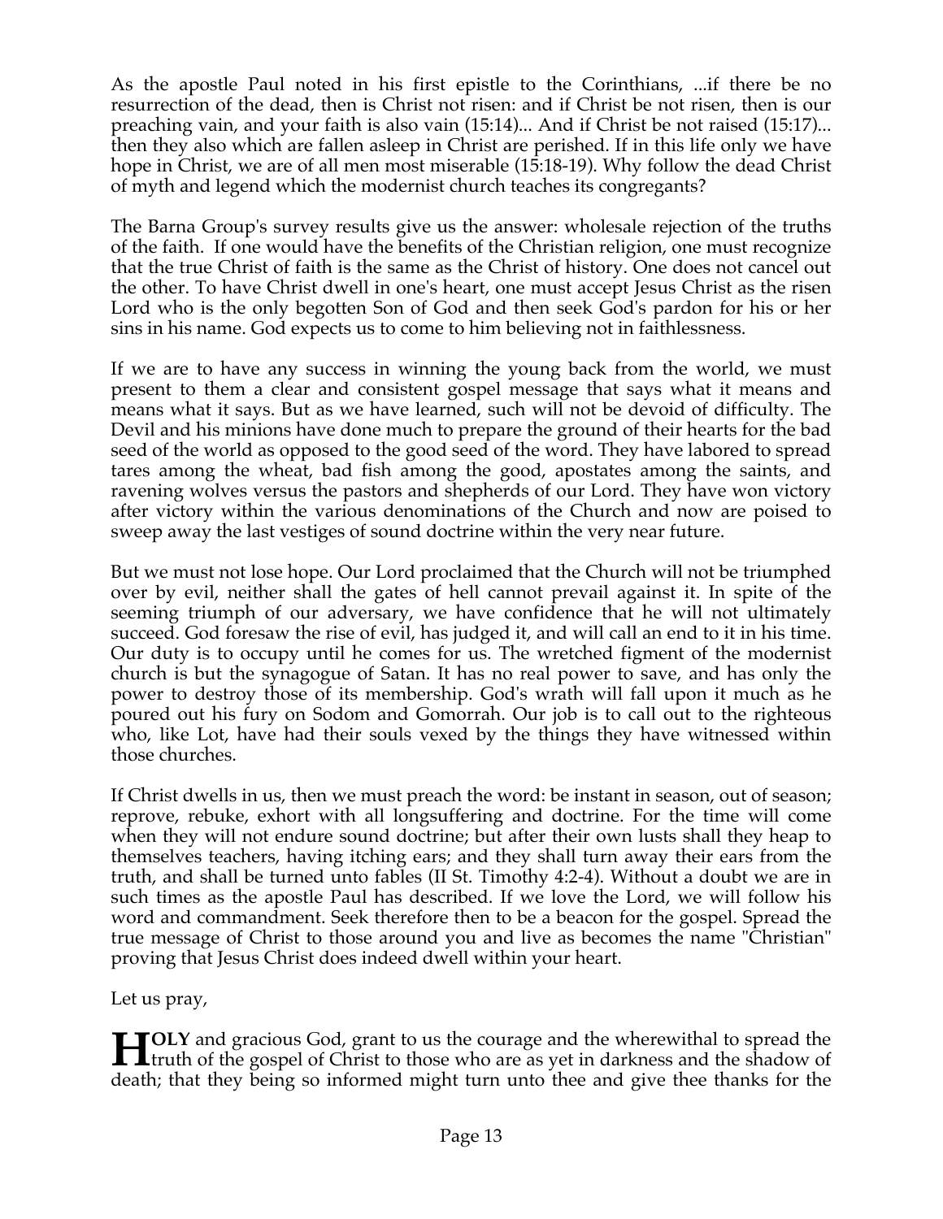As the apostle Paul noted in his first epistle to the Corinthians, ...if there be no resurrection of the dead, then is Christ not risen: and if Christ be not risen, then is our preaching vain, and your faith is also vain (15:14)... And if Christ be not raised (15:17)... then they also which are fallen asleep in Christ are perished. If in this life only we have hope in Christ, we are of all men most miserable (15:18-19). Why follow the dead Christ of myth and legend which the modernist church teaches its congregants?

The Barna Group's survey results give us the answer: wholesale rejection of the truths of the faith. If one would have the benefits of the Christian religion, one must recognize that the true Christ of faith is the same as the Christ of history. One does not cancel out the other. To have Christ dwell in one's heart, one must accept Jesus Christ as the risen Lord who is the only begotten Son of God and then seek God's pardon for his or her sins in his name. God expects us to come to him believing not in faithlessness.

If we are to have any success in winning the young back from the world, we must present to them a clear and consistent gospel message that says what it means and means what it says. But as we have learned, such will not be devoid of difficulty. The Devil and his minions have done much to prepare the ground of their hearts for the bad seed of the world as opposed to the good seed of the word. They have labored to spread tares among the wheat, bad fish among the good, apostates among the saints, and ravening wolves versus the pastors and shepherds of our Lord. They have won victory after victory within the various denominations of the Church and now are poised to sweep away the last vestiges of sound doctrine within the very near future.

But we must not lose hope. Our Lord proclaimed that the Church will not be triumphed over by evil, neither shall the gates of hell cannot prevail against it. In spite of the seeming triumph of our adversary, we have confidence that he will not ultimately succeed. God foresaw the rise of evil, has judged it, and will call an end to it in his time. Our duty is to occupy until he comes for us. The wretched figment of the modernist church is but the synagogue of Satan. It has no real power to save, and has only the power to destroy those of its membership. God's wrath will fall upon it much as he poured out his fury on Sodom and Gomorrah. Our job is to call out to the righteous who, like Lot, have had their souls vexed by the things they have witnessed within those churches.

If Christ dwells in us, then we must preach the word: be instant in season, out of season; reprove, rebuke, exhort with all longsuffering and doctrine. For the time will come when they will not endure sound doctrine; but after their own lusts shall they heap to themselves teachers, having itching ears; and they shall turn away their ears from the truth, and shall be turned unto fables (II St. Timothy 4:2-4). Without a doubt we are in such times as the apostle Paul has described. If we love the Lord, we will follow his word and commandment. Seek therefore then to be a beacon for the gospel. Spread the true message of Christ to those around you and live as becomes the name "Christian" proving that Jesus Christ does indeed dwell within your heart.

Let us pray,

**HOLY** and gracious God, grant to us the courage and the wherewithal to spread the truth of the gospel of Christ to those who are as yet in darkness and the shadow of death; that they being so informed might turn unto thee and give thee thanks for the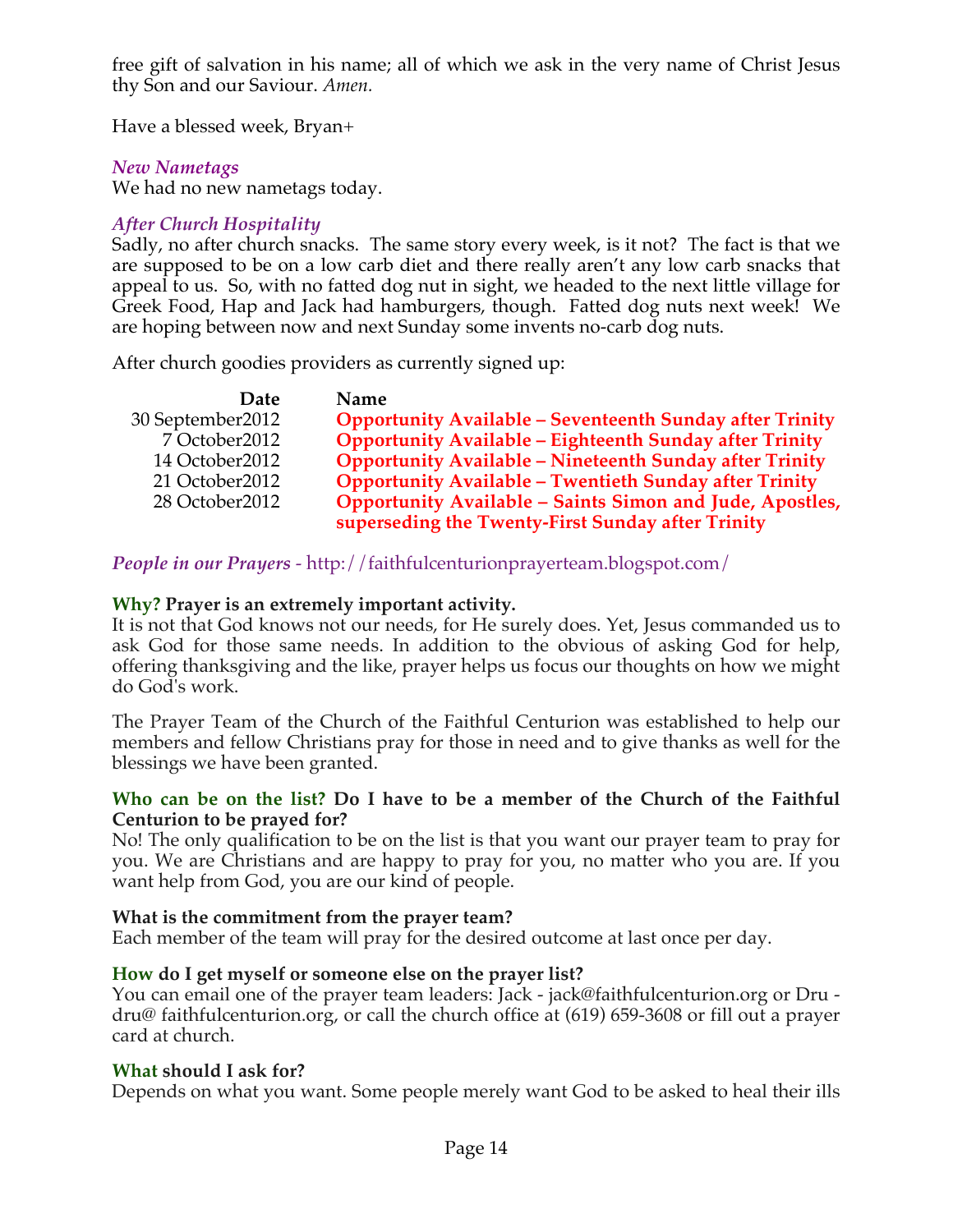free gift of salvation in his name; all of which we ask in the very name of Christ Jesus thy Son and our Saviour. *Amen.*

Have a blessed week, Bryan+

### *New Nametags*

We had no new nametags today.

### *After Church Hospitality*

Sadly, no after church snacks. The same story every week, is it not? The fact is that we are supposed to be on a low carb diet and there really aren't any low carb snacks that appeal to us. So, with no fatted dog nut in sight, we headed to the next little village for Greek Food, Hap and Jack had hamburgers, though. Fatted dog nuts next week! We are hoping between now and next Sunday some invents no-carb dog nuts.

After church goodies providers as currently signed up:

| Date | Name |
|---|---|
| 30 September2012 | **Opportunity Available – Seventeenth Sunday after Trinity** |
| 7 October2012 | **Opportunity Available – Eighteenth Sunday after Trinity** |
| 14 October2012 | **Opportunity Available – Nineteenth Sunday after Trinity** |
| 21 October2012 | **Opportunity Available – Twentieth Sunday after Trinity** |
| 28 October2012 | **Opportunity Available – Saints Simon and Jude, Apostles, superseding the Twenty-First Sunday after Trinity** |

### *People in our Prayers* - http://faithfulcenturionprayerteam.blogspot.com/

**Why? Prayer is an extremely important activity.**

It is not that God knows not our needs, for He surely does. Yet, Jesus commanded us to ask God for those same needs. In addition to the obvious of asking God for help, offering thanksgiving and the like, prayer helps us focus our thoughts on how we might do God's work.

The Prayer Team of the Church of the Faithful Centurion was established to help our members and fellow Christians pray for those in need and to give thanks as well for the blessings we have been granted.

**Who can be on the list? Do I have to be a member of the Church of the Faithful Centurion to be prayed for?**

No! The only qualification to be on the list is that you want our prayer team to pray for you. We are Christians and are happy to pray for you, no matter who you are. If you want help from God, you are our kind of people.

**What is the commitment from the prayer team?**

Each member of the team will pray for the desired outcome at last once per day.

**How do I get myself or someone else on the prayer list?**

You can email one of the prayer team leaders: Jack - jack@faithfulcenturion.org or Dru - dru@ faithfulcenturion.org, or call the church office at (619) 659-3608 or fill out a prayer card at church.

**What should I ask for?**

Depends on what you want. Some people merely want God to be asked to heal their ills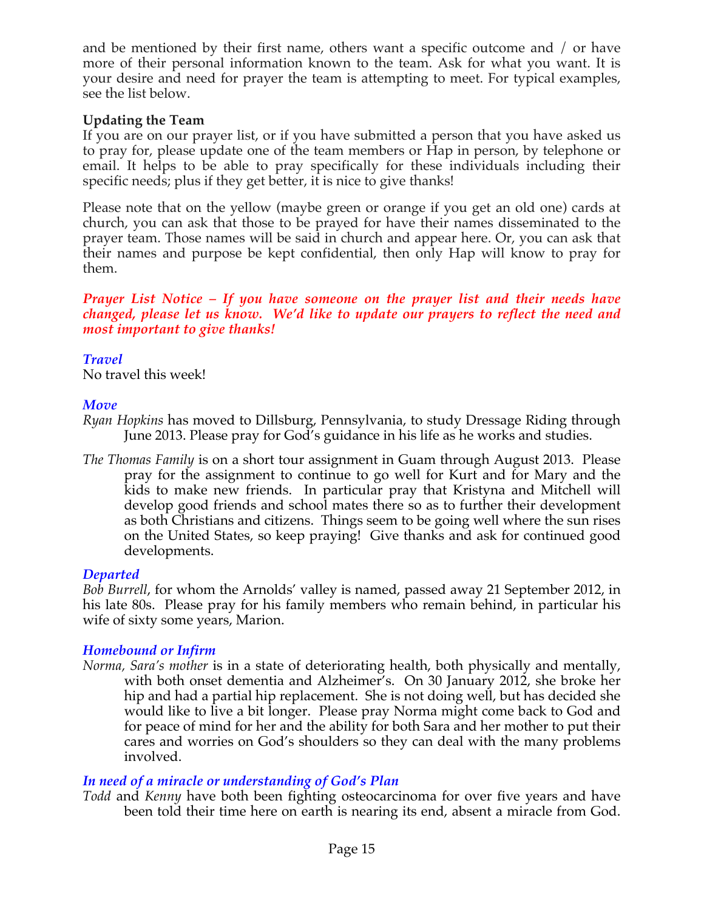and be mentioned by their first name, others want a specific outcome and / or have more of their personal information known to the team. Ask for what you want. It is your desire and need for prayer the team is attempting to meet. For typical examples, see the list below.

**Updating the Team**

If you are on our prayer list, or if you have submitted a person that you have asked us to pray for, please update one of the team members or Hap in person, by telephone or email. It helps to be able to pray specifically for these individuals including their specific needs; plus if they get better, it is nice to give thanks!

Please note that on the yellow (maybe green or orange if you get an old one) cards at church, you can ask that those to be prayed for have their names disseminated to the prayer team. Those names will be said in church and appear here. Or, you can ask that their names and purpose be kept confidential, then only Hap will know to pray for them.

***Prayer List Notice – If you have someone on the prayer list and their needs have changed, please let us know. We'd like to update our prayers to reflect the need and most important to give thanks!***

### *Travel*

No travel this week!

### *Move*

*Ryan Hopkins* has moved to Dillsburg, Pennsylvania, to study Dressage Riding through June 2013. Please pray for God's guidance in his life as he works and studies.

*The Thomas Family* is on a short tour assignment in Guam through August 2013. Please pray for the assignment to continue to go well for Kurt and for Mary and the kids to make new friends. In particular pray that Kristyna and Mitchell will develop good friends and school mates there so as to further their development as both Christians and citizens. Things seem to be going well where the sun rises on the United States, so keep praying! Give thanks and ask for continued good developments.

### *Departed*

*Bob Burrell*, for whom the Arnolds' valley is named, passed away 21 September 2012, in his late 80s. Please pray for his family members who remain behind, in particular his wife of sixty some years, Marion.

### *Homebound or Infirm*

*Norma, Sara's mother* is in a state of deteriorating health, both physically and mentally, with both onset dementia and Alzheimer's. On 30 January 2012, she broke her hip and had a partial hip replacement. She is not doing well, but has decided she would like to live a bit longer. Please pray Norma might come back to God and for peace of mind for her and the ability for both Sara and her mother to put their cares and worries on God's shoulders so they can deal with the many problems involved.

### *In need of a miracle or understanding of God's Plan*

*Todd* and *Kenny* have both been fighting osteocarcinoma for over five years and have been told their time here on earth is nearing its end, absent a miracle from God.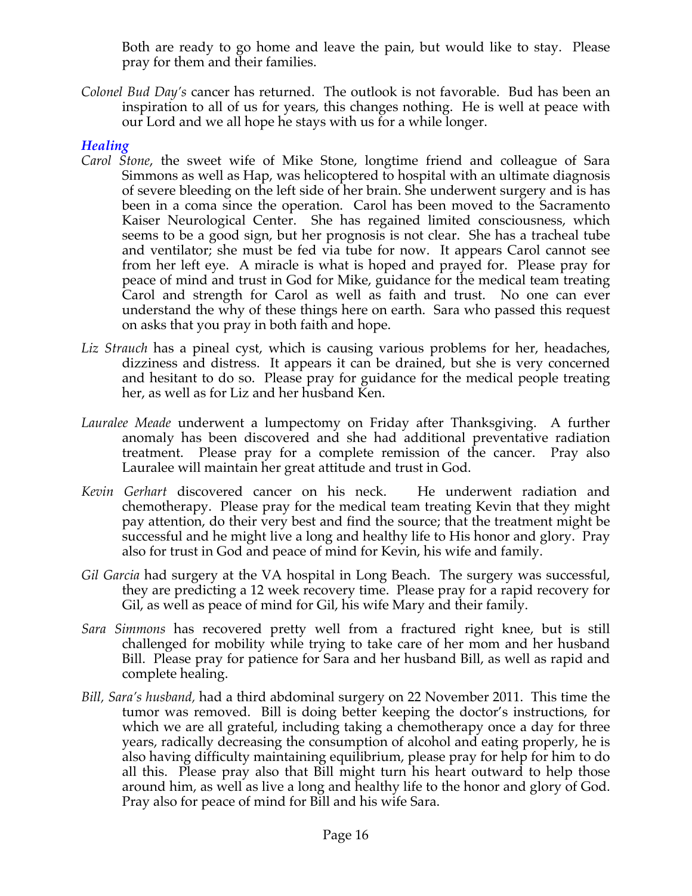Both are ready to go home and leave the pain, but would like to stay. Please pray for them and their families.

*Colonel Bud Day's* cancer has returned. The outlook is not favorable. Bud has been an inspiration to all of us for years, this changes nothing. He is well at peace with our Lord and we all hope he stays with us for a while longer.

### *Healing*

*Carol Stone*, the sweet wife of Mike Stone, longtime friend and colleague of Sara Simmons as well as Hap, was helicoptered to hospital with an ultimate diagnosis of severe bleeding on the left side of her brain. She underwent surgery and is has been in a coma since the operation. Carol has been moved to the Sacramento Kaiser Neurological Center. She has regained limited consciousness, which seems to be a good sign, but her prognosis is not clear. She has a tracheal tube and ventilator; she must be fed via tube for now. It appears Carol cannot see from her left eye. A miracle is what is hoped and prayed for. Please pray for peace of mind and trust in God for Mike, guidance for the medical team treating Carol and strength for Carol as well as faith and trust. No one can ever understand the why of these things here on earth. Sara who passed this request on asks that you pray in both faith and hope.

*Liz Strauch* has a pineal cyst, which is causing various problems for her, headaches, dizziness and distress. It appears it can be drained, but she is very concerned and hesitant to do so. Please pray for guidance for the medical people treating her, as well as for Liz and her husband Ken.

*Lauralee Meade* underwent a lumpectomy on Friday after Thanksgiving. A further anomaly has been discovered and she had additional preventative radiation treatment. Please pray for a complete remission of the cancer. Pray also Lauralee will maintain her great attitude and trust in God.

*Kevin Gerhart* discovered cancer on his neck. He underwent radiation and chemotherapy. Please pray for the medical team treating Kevin that they might pay attention, do their very best and find the source; that the treatment might be successful and he might live a long and healthy life to His honor and glory. Pray also for trust in God and peace of mind for Kevin, his wife and family.

*Gil Garcia* had surgery at the VA hospital in Long Beach. The surgery was successful, they are predicting a 12 week recovery time. Please pray for a rapid recovery for Gil, as well as peace of mind for Gil, his wife Mary and their family.

*Sara Simmons* has recovered pretty well from a fractured right knee, but is still challenged for mobility while trying to take care of her mom and her husband Bill. Please pray for patience for Sara and her husband Bill, as well as rapid and complete healing.

*Bill, Sara's husband,* had a third abdominal surgery on 22 November 2011. This time the tumor was removed. Bill is doing better keeping the doctor's instructions, for which we are all grateful, including taking a chemotherapy once a day for three years, radically decreasing the consumption of alcohol and eating properly, he is also having difficulty maintaining equilibrium, please pray for help for him to do all this. Please pray also that Bill might turn his heart outward to help those around him, as well as live a long and healthy life to the honor and glory of God. Pray also for peace of mind for Bill and his wife Sara.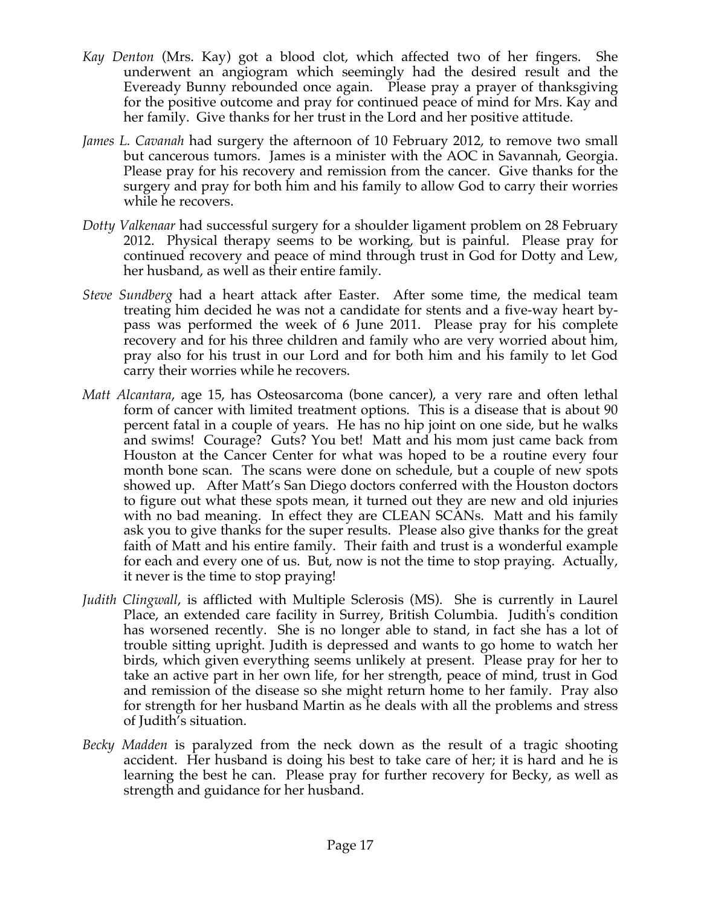*Kay Denton* (Mrs. Kay) got a blood clot, which affected two of her fingers. She underwent an angiogram which seemingly had the desired result and the Eveready Bunny rebounded once again. Please pray a prayer of thanksgiving for the positive outcome and pray for continued peace of mind for Mrs. Kay and her family. Give thanks for her trust in the Lord and her positive attitude.

*James L. Cavanah* had surgery the afternoon of 10 February 2012, to remove two small but cancerous tumors. James is a minister with the AOC in Savannah, Georgia. Please pray for his recovery and remission from the cancer. Give thanks for the surgery and pray for both him and his family to allow God to carry their worries while he recovers.

*Dotty Valkenaar* had successful surgery for a shoulder ligament problem on 28 February 2012. Physical therapy seems to be working, but is painful. Please pray for continued recovery and peace of mind through trust in God for Dotty and Lew, her husband, as well as their entire family.

*Steve Sundberg* had a heart attack after Easter. After some time, the medical team treating him decided he was not a candidate for stents and a five-way heart by-pass was performed the week of 6 June 2011. Please pray for his complete recovery and for his three children and family who are very worried about him, pray also for his trust in our Lord and for both him and his family to let God carry their worries while he recovers.

*Matt Alcantara*, age 15, has Osteosarcoma (bone cancer), a very rare and often lethal form of cancer with limited treatment options. This is a disease that is about 90 percent fatal in a couple of years. He has no hip joint on one side, but he walks and swims! Courage? Guts? You bet! Matt and his mom just came back from Houston at the Cancer Center for what was hoped to be a routine every four month bone scan. The scans were done on schedule, but a couple of new spots showed up. After Matt's San Diego doctors conferred with the Houston doctors to figure out what these spots mean, it turned out they are new and old injuries with no bad meaning. In effect they are CLEAN SCANs. Matt and his family ask you to give thanks for the super results. Please also give thanks for the great faith of Matt and his entire family. Their faith and trust is a wonderful example for each and every one of us. But, now is not the time to stop praying. Actually, it never is the time to stop praying!

*Judith Clingwall*, is afflicted with Multiple Sclerosis (MS). She is currently in Laurel Place, an extended care facility in Surrey, British Columbia. Judith's condition has worsened recently. She is no longer able to stand, in fact she has a lot of trouble sitting upright. Judith is depressed and wants to go home to watch her birds, which given everything seems unlikely at present. Please pray for her to take an active part in her own life, for her strength, peace of mind, trust in God and remission of the disease so she might return home to her family. Pray also for strength for her husband Martin as he deals with all the problems and stress of Judith's situation.

*Becky Madden* is paralyzed from the neck down as the result of a tragic shooting accident. Her husband is doing his best to take care of her; it is hard and he is learning the best he can. Please pray for further recovery for Becky, as well as strength and guidance for her husband.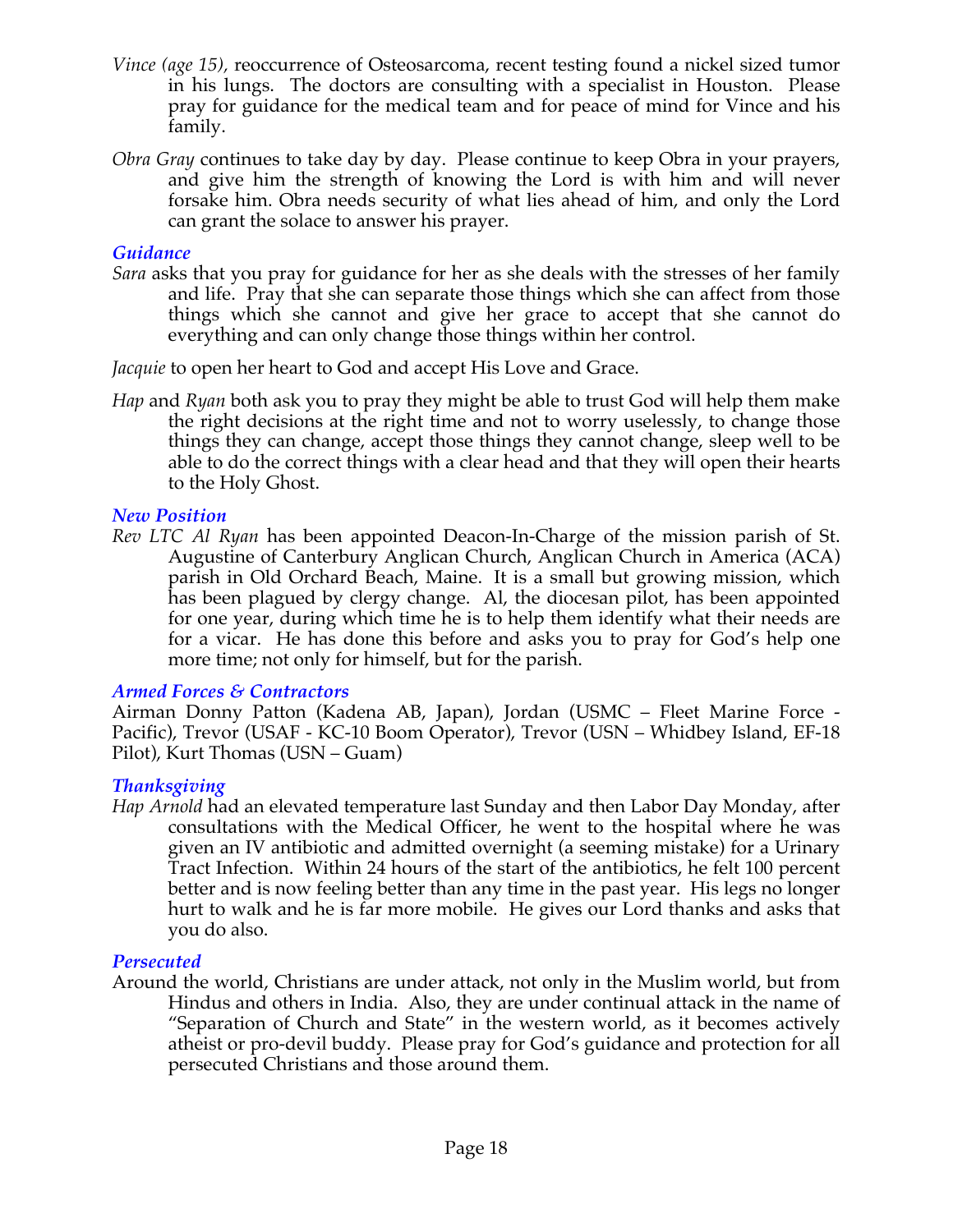*Vince (age 15),* reoccurrence of Osteosarcoma, recent testing found a nickel sized tumor in his lungs. The doctors are consulting with a specialist in Houston. Please pray for guidance for the medical team and for peace of mind for Vince and his family.

*Obra Gray* continues to take day by day. Please continue to keep Obra in your prayers, and give him the strength of knowing the Lord is with him and will never forsake him. Obra needs security of what lies ahead of him, and only the Lord can grant the solace to answer his prayer.

### *Guidance*

*Sara* asks that you pray for guidance for her as she deals with the stresses of her family and life. Pray that she can separate those things which she can affect from those things which she cannot and give her grace to accept that she cannot do everything and can only change those things within her control.

*Jacquie* to open her heart to God and accept His Love and Grace.

*Hap* and *Ryan* both ask you to pray they might be able to trust God will help them make the right decisions at the right time and not to worry uselessly, to change those things they can change, accept those things they cannot change, sleep well to be able to do the correct things with a clear head and that they will open their hearts to the Holy Ghost.

### *New Position*

*Rev LTC Al Ryan* has been appointed Deacon-In-Charge of the mission parish of St. Augustine of Canterbury Anglican Church, Anglican Church in America (ACA) parish in Old Orchard Beach, Maine. It is a small but growing mission, which has been plagued by clergy change. Al, the diocesan pilot, has been appointed for one year, during which time he is to help them identify what their needs are for a vicar. He has done this before and asks you to pray for God's help one more time; not only for himself, but for the parish.

### *Armed Forces & Contractors*

Airman Donny Patton (Kadena AB, Japan), Jordan (USMC – Fleet Marine Force - Pacific), Trevor (USAF - KC-10 Boom Operator), Trevor (USN – Whidbey Island, EF-18 Pilot), Kurt Thomas (USN – Guam)

### *Thanksgiving*

*Hap Arnold* had an elevated temperature last Sunday and then Labor Day Monday, after consultations with the Medical Officer, he went to the hospital where he was given an IV antibiotic and admitted overnight (a seeming mistake) for a Urinary Tract Infection. Within 24 hours of the start of the antibiotics, he felt 100 percent better and is now feeling better than any time in the past year. His legs no longer hurt to walk and he is far more mobile. He gives our Lord thanks and asks that you do also.

### *Persecuted*

Around the world, Christians are under attack, not only in the Muslim world, but from Hindus and others in India. Also, they are under continual attack in the name of "Separation of Church and State" in the western world, as it becomes actively atheist or pro-devil buddy. Please pray for God's guidance and protection for all persecuted Christians and those around them.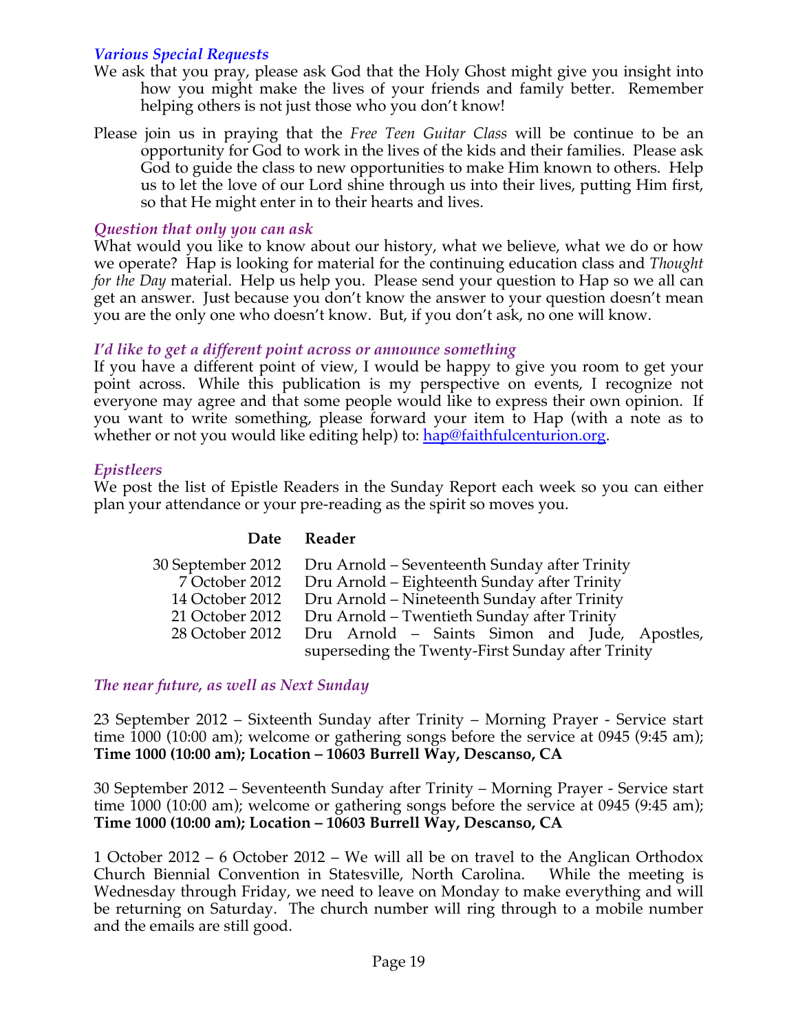### *Various Special Requests*

We ask that you pray, please ask God that the Holy Ghost might give you insight into how you might make the lives of your friends and family better. Remember helping others is not just those who you don't know!

Please join us in praying that the *Free Teen Guitar Class* will be continue to be an opportunity for God to work in the lives of the kids and their families. Please ask God to guide the class to new opportunities to make Him known to others. Help us to let the love of our Lord shine through us into their lives, putting Him first, so that He might enter in to their hearts and lives.

### *Question that only you can ask*

What would you like to know about our history, what we believe, what we do or how we operate? Hap is looking for material for the continuing education class and *Thought for the Day* material. Help us help you. Please send your question to Hap so we all can get an answer. Just because you don't know the answer to your question doesn't mean you are the only one who doesn't know. But, if you don't ask, no one will know.

### *I'd like to get a different point across or announce something*

If you have a different point of view, I would be happy to give you room to get your point across. While this publication is my perspective on events, I recognize not everyone may agree and that some people would like to express their own opinion. If you want to write something, please forward your item to Hap (with a note as to whether or not you would like editing help) to: hap@faithfulcenturion.org.

### *Epistleers*

We post the list of Epistle Readers in the Sunday Report each week so you can either plan your attendance or your pre-reading as the spirit so moves you.

| Date | Reader |
|---|---|
| 30 September 2012 | Dru Arnold – Seventeenth Sunday after Trinity |
| 7 October 2012 | Dru Arnold – Eighteenth Sunday after Trinity |
| 14 October 2012 | Dru Arnold – Nineteenth Sunday after Trinity |
| 21 October 2012 | Dru Arnold – Twentieth Sunday after Trinity |
| 28 October 2012 | Dru Arnold – Saints Simon and Jude, Apostles, superseding the Twenty-First Sunday after Trinity |

### *The near future, as well as Next Sunday*

23 September 2012 – Sixteenth Sunday after Trinity – Morning Prayer - Service start time 1000 (10:00 am); welcome or gathering songs before the service at 0945 (9:45 am); **Time 1000 (10:00 am); Location – 10603 Burrell Way, Descanso, CA**

30 September 2012 – Seventeenth Sunday after Trinity – Morning Prayer - Service start time 1000 (10:00 am); welcome or gathering songs before the service at 0945 (9:45 am); **Time 1000 (10:00 am); Location – 10603 Burrell Way, Descanso, CA**

1 October 2012 – 6 October 2012 – We will all be on travel to the Anglican Orthodox Church Biennial Convention in Statesville, North Carolina. While the meeting is Wednesday through Friday, we need to leave on Monday to make everything and will be returning on Saturday. The church number will ring through to a mobile number and the emails are still good.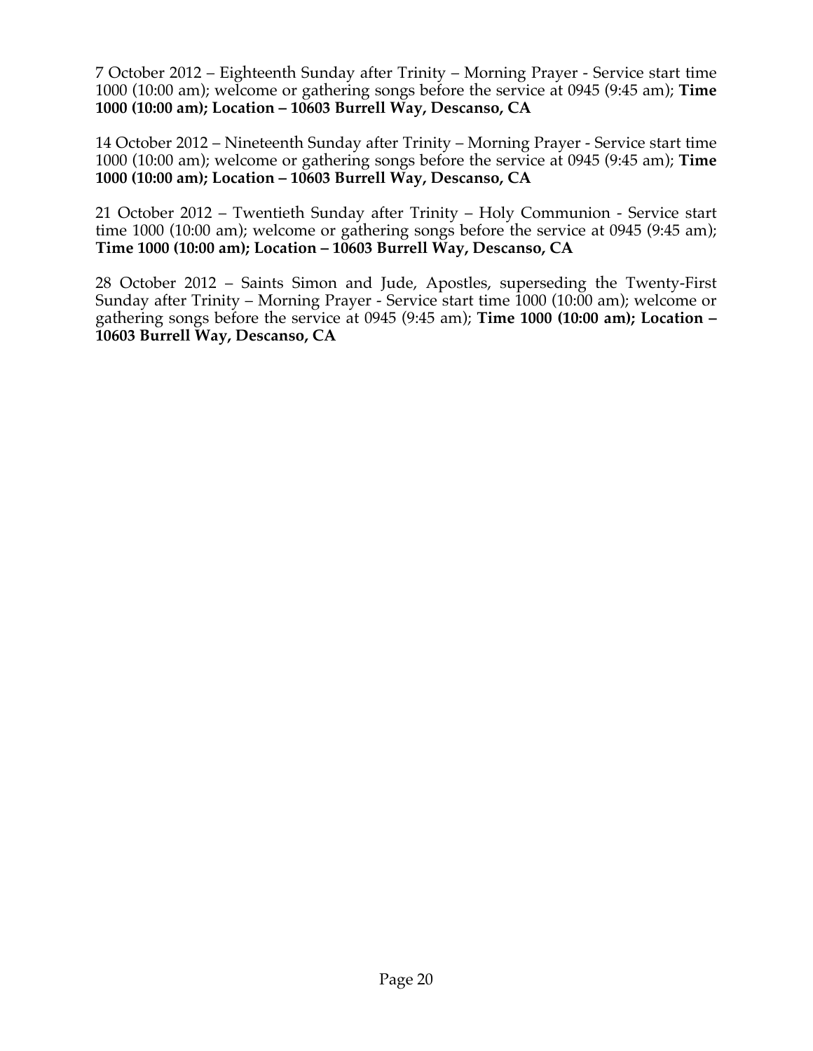7 October 2012 – Eighteenth Sunday after Trinity – Morning Prayer - Service start time 1000 (10:00 am); welcome or gathering songs before the service at 0945 (9:45 am); **Time 1000 (10:00 am); Location – 10603 Burrell Way, Descanso, CA**

14 October 2012 – Nineteenth Sunday after Trinity – Morning Prayer - Service start time 1000 (10:00 am); welcome or gathering songs before the service at 0945 (9:45 am); **Time 1000 (10:00 am); Location – 10603 Burrell Way, Descanso, CA**

21 October 2012 – Twentieth Sunday after Trinity – Holy Communion - Service start time 1000 (10:00 am); welcome or gathering songs before the service at 0945 (9:45 am); **Time 1000 (10:00 am); Location – 10603 Burrell Way, Descanso, CA**

28 October 2012 – Saints Simon and Jude, Apostles, superseding the Twenty-First Sunday after Trinity – Morning Prayer - Service start time 1000 (10:00 am); welcome or gathering songs before the service at 0945 (9:45 am); **Time 1000 (10:00 am); Location – 10603 Burrell Way, Descanso, CA**